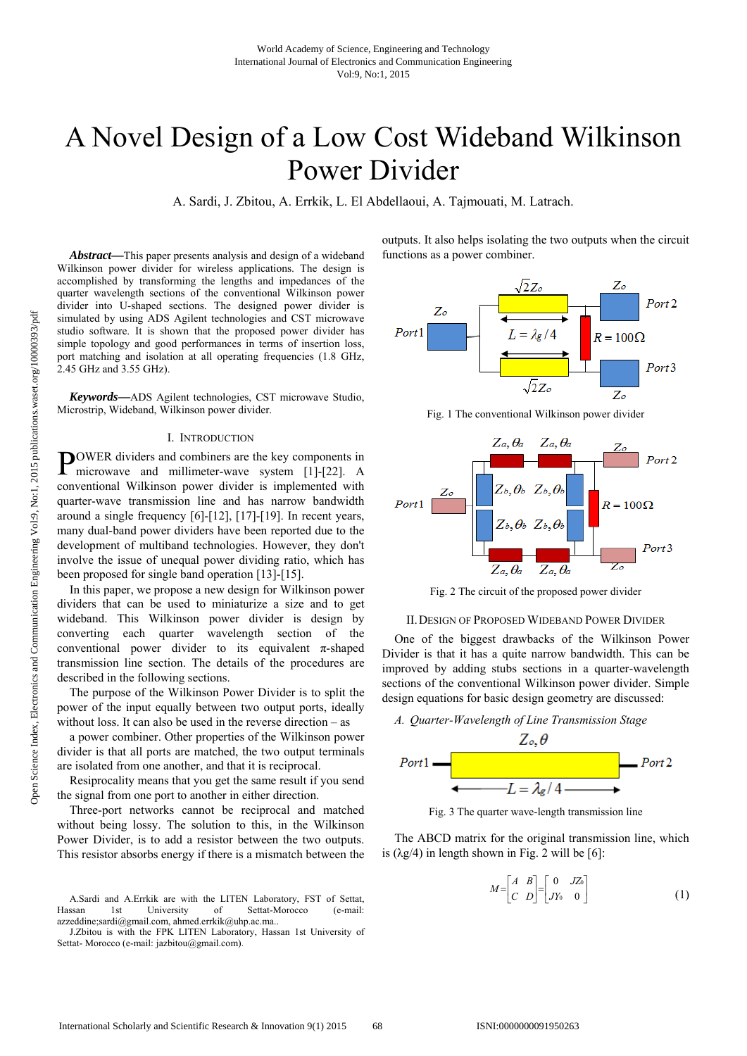# A Novel Design of a Low Cost Wideband Wilkinson Power Divider

A. Sardi, J. Zbitou, A. Errkik, L. El Abdellaoui, A. Tajmouati, M. Latrach.

***Abstract*****—**This paper presents analysis and design of a wideband Wilkinson power divider for wireless applications. The design is accomplished by transforming the lengths and impedances of the quarter wavelength sections of the conventional Wilkinson power divider into U-shaped sections. The designed power divider is simulated by using ADS Agilent technologies and CST microwave studio software. It is shown that the proposed power divider has simple topology and good performances in terms of insertion loss, port matching and isolation at all operating frequencies (1.8 GHz, 2.45 GHz and 3.55 GHz).

***Keywords*****—**ADS Agilent technologies, CST microwave Studio, Microstrip, Wideband, Wilkinson power divider.

## I. Introduction

POWER dividers and combiners are the key components in microwave and millimeter-wave system [1]-[22]. A conventional Wilkinson power divider is implemented with quarter-wave transmission line and has narrow bandwidth around a single frequency [6]-[12], [17]-[19]. In recent years, many dual-band power dividers have been reported due to the development of multiband technologies. However, they don't involve the issue of unequal power dividing ratio, which has been proposed for single band operation [13]-[15].

In this paper, we propose a new design for Wilkinson power dividers that can be used to miniaturize a size and to get wideband. This Wilkinson power divider is design by converting each quarter wavelength section of the conventional power divider to its equivalent $\pi$-shaped transmission line section. The details of the procedures are described in the following sections.

The purpose of the Wilkinson Power Divider is to split the power of the input equally between two output ports, ideally without loss. It can also be used in the reverse direction – as a power combiner. Other properties of the Wilkinson power divider is that all ports are matched, the two output terminals are isolated from one another, and that it is reciprocal.

Resiprocality means that you get the same result if you send the signal from one port to another in either direction.

Three-port networks cannot be reciprocal and matched without being lossy. The solution to this, in the Wilkinson Power Divider, is to add a resistor between the two outputs. This resistor absorbs energy if there is a mismatch between the outputs. It also helps isolating the two outputs when the circuit functions as a power combiner.

Fig. 1 The conventional Wilkinson power divider

Fig. 2 The circuit of the proposed power divider

## II. Design of Proposed Wideband Power Divider

One of the biggest drawbacks of the Wilkinson Power Divider is that it has a quite narrow bandwidth. This can be improved by adding stubs sections in a quarter-wavelength sections of the conventional Wilkinson power divider. Simple design equations for basic design geometry are discussed:

### *A. Quarter-Wavelength of Line Transmission Stage*

Fig. 3 The quarter wave-length transmission line

The ABCD matrix for the original transmission line, which is ($\lambda$g/4) in length shown in Fig. 2 will be [6]:

$$M=\begin{bmatrix} A & B \\ C & D \end{bmatrix}=\begin{bmatrix} 0 & JZ_0 \\ JY_0 & 0 \end{bmatrix} \tag{1}$$

A.Sardi and A.Errkik are with the LITEN Laboratory, FST of Settat, Hassan 1st University of Settat-Morocco (e-mail: azzeddine;sardi@gmail.com, ahmed.errkik@uhp.ac.ma..

J.Zbitou is with the FPK LITEN Laboratory, Hassan 1st University of Settat- Morocco (e-mail: jazbitou@gmail.com).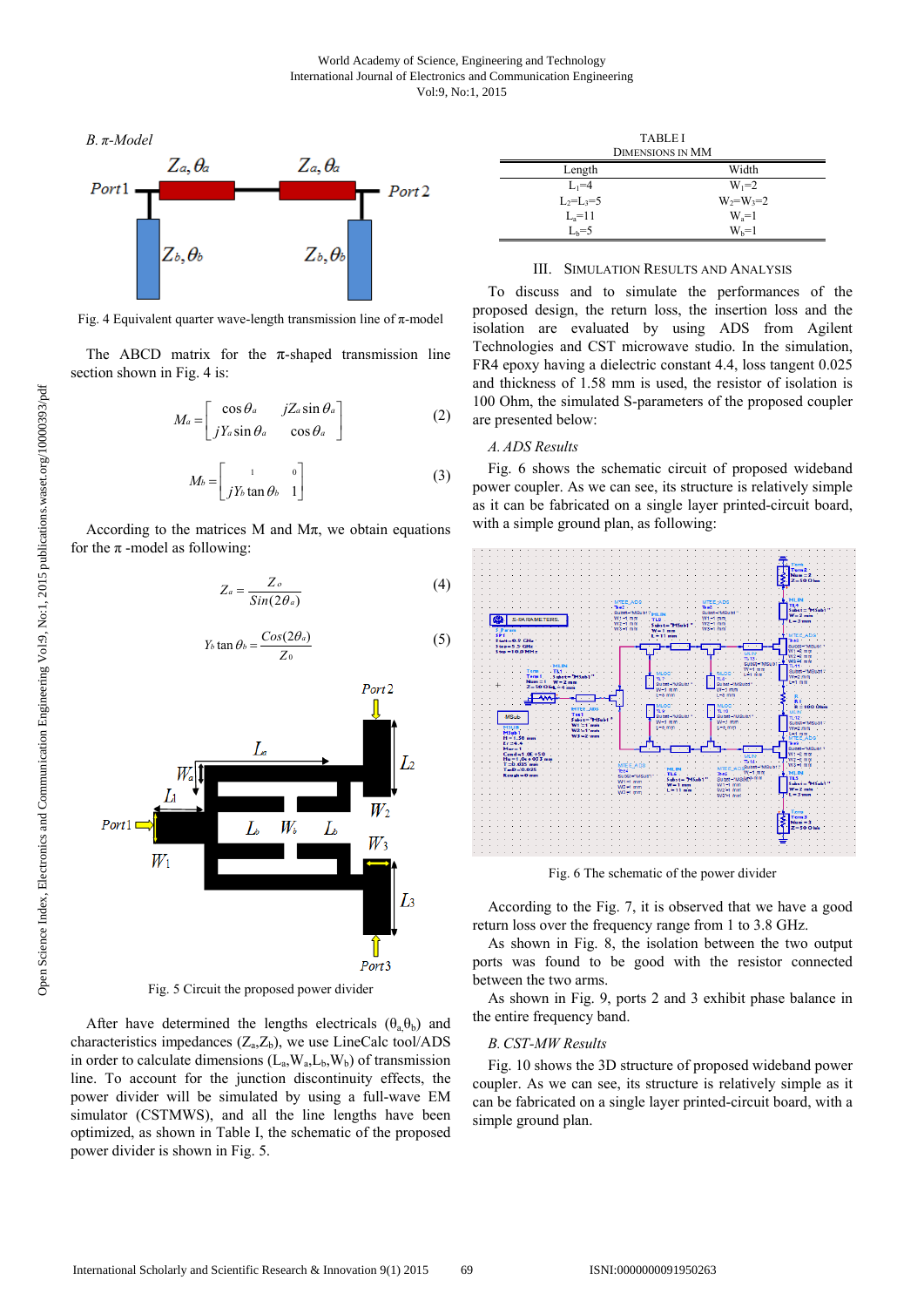*B. π-Model*

Fig. 4 Equivalent quarter wave-length transmission line of π-model

The ABCD matrix for the π-shaped transmission line section shown in Fig. 4 is:

$$M_a = \begin{bmatrix} \cos\theta_a & jZ_a \sin\theta_a \\ jY_a \sin\theta_a & \cos\theta_a \end{bmatrix} \quad (2)$$

$$M_b = \begin{bmatrix} 1 & 0 \\ jY_b \tan\theta_b & 1 \end{bmatrix} \quad (3)$$

According to the matrices M and Mπ, we obtain equations for the π -model as following:

$$Z_a = \frac{Z_o}{Sin(2\theta_a)} \quad (4)$$

$$Y_b \tan\theta_b = \frac{Cos(2\theta_a)}{Z_0} \quad (5)$$

Fig. 5 Circuit the proposed power divider

After have determined the lengths electricals ($\theta_a$,$\theta_b$) and characteristics impedances ($Z_a$,$Z_b$), we use LineCalc tool/ADS in order to calculate dimensions ($L_a$,$W_a$,$L_b$,$W_b$) of transmission line. To account for the junction discontinuity effects, the power divider will be simulated by using a full-wave EM simulator (CSTMWS), and all the line lengths have been optimized, as shown in Table I, the schematic of the proposed power divider is shown in Fig. 5.

TABLE I
DIMENSIONS IN MM

| Length | Width |
|---|---|
| $L_1$=4 | $W_1$=2 |
| $L_2$=$L_3$=5 | $W_2$=$W_3$=2 |
| $L_a$=11 | $W_a$=1 |
| $L_b$=5 | $W_b$=1 |

## III. SIMULATION RESULTS AND ANALYSIS

To discuss and to simulate the performances of the proposed design, the return loss, the insertion loss and the isolation are evaluated by using ADS from Agilent Technologies and CST microwave studio. In the simulation, FR4 epoxy having a dielectric constant 4.4, loss tangent 0.025 and thickness of 1.58 mm is used, the resistor of isolation is 100 Ohm, the simulated S-parameters of the proposed coupler are presented below:

### *A. ADS Results*

Fig. 6 shows the schematic circuit of proposed wideband power coupler. As we can see, its structure is relatively simple as it can be fabricated on a single layer printed-circuit board, with a simple ground plan, as following:

Fig. 6 The schematic of the power divider

According to the Fig. 7, it is observed that we have a good return loss over the frequency range from 1 to 3.8 GHz.

As shown in Fig. 8, the isolation between the two output ports was found to be good with the resistor connected between the two arms.

As shown in Fig. 9, ports 2 and 3 exhibit phase balance in the entire frequency band.

### *B. CST-MW Results*

Fig. 10 shows the 3D structure of proposed wideband power coupler. As we can see, its structure is relatively simple as it can be fabricated on a single layer printed-circuit board, with a simple ground plan.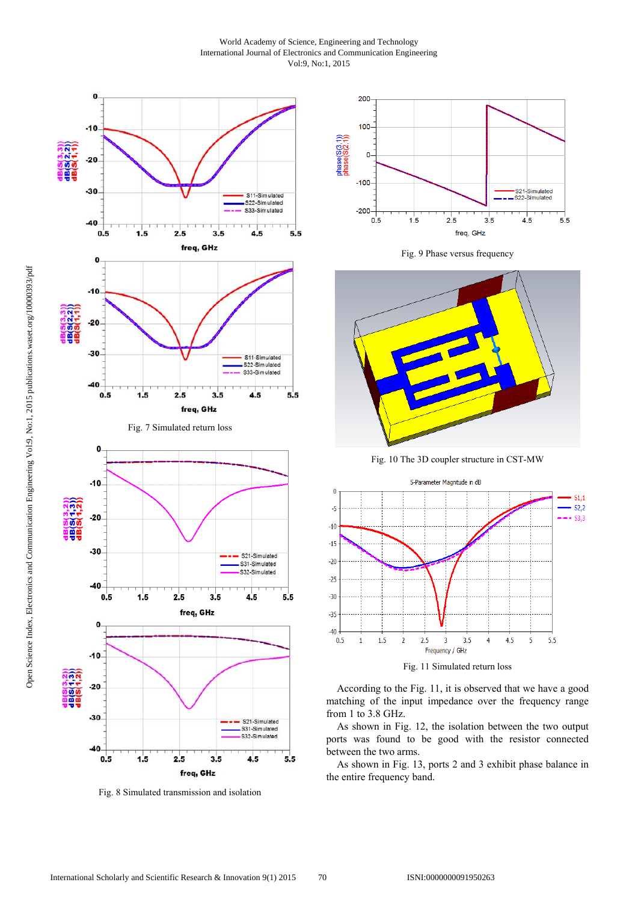Fig. 7 Simulated return loss

Fig. 8 Simulated transmission and isolation

Fig. 9 Phase versus frequency

Fig. 10 The 3D coupler structure in CST-MW

Fig. 11 Simulated return loss

According to the Fig. 11, it is observed that we have a good matching of the input impedance over the frequency range from 1 to 3.8 GHz.

As shown in Fig. 12, the isolation between the two output ports was found to be good with the resistor connected between the two arms.

As shown in Fig. 13, ports 2 and 3 exhibit phase balance in the entire frequency band.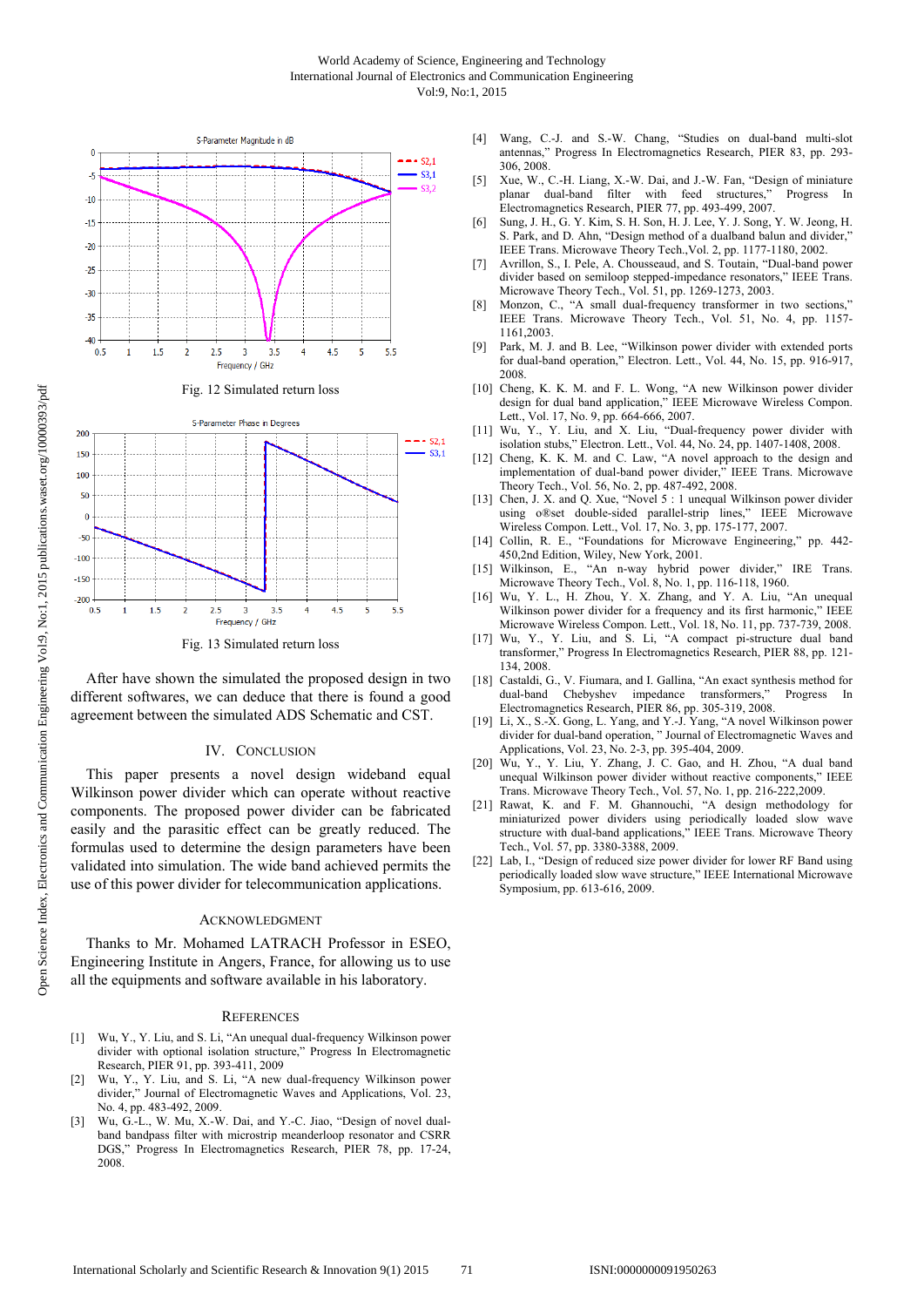S-Parameter Magnitude in dB

0
-5
-10
-15
-20
-25
-30
-35
-40

0.5 1 1.5 2 2.5 3 3.5 4 4.5 5 5.5

Frequency / GHz

S2,1
S3,1
S3,2

Fig. 12 Simulated return loss

S-Parameter Phase in Degrees

200
150
100
50
0
-50
-100
-150
-200

0.5 1 1.5 2 2.5 3 3.5 4 4.5 5 5.5

Frequency / GHz

S2,1
S3,1

Fig. 13 Simulated return loss

After have shown the simulated the proposed design in two different softwares, we can deduce that there is found a good agreement between the simulated ADS Schematic and CST.

## IV. Conclusion

This paper presents a novel design wideband equal Wilkinson power divider which can operate without reactive components. The proposed power divider can be fabricated easily and the parasitic effect can be greatly reduced. The formulas used to determine the design parameters have been validated into simulation. The wide band achieved permits the use of this power divider for telecommunication applications.

## Acknowledgment

Thanks to Mr. Mohamed LATRACH Professor in ESEO, Engineering Institute in Angers, France, for allowing us to use all the equipments and software available in his laboratory.

## References

[1] Wu, Y., Y. Liu, and S. Li, "An unequal dual-frequency Wilkinson power divider with optional isolation structure," Progress In Electromagnetic Research, PIER 91, pp. 393-411, 2009

[2] Wu, Y., Y. Liu, and S. Li, "A new dual-frequency Wilkinson power divider," Journal of Electromagnetic Waves and Applications, Vol. 23, No. 4, pp. 483-492, 2009.

[3] Wu, G.-L., W. Mu, X.-W. Dai, and Y.-C. Jiao, "Design of novel dual-band bandpass filter with microstrip meanderloop resonator and CSRR DGS," Progress In Electromagnetics Research, PIER 78, pp. 17-24, 2008.

[4] Wang, C.-J. and S.-W. Chang, "Studies on dual-band multi-slot antennas," Progress In Electromagnetics Research, PIER 83, pp. 293-306, 2008.

[5] Xue, W., C.-H. Liang, X.-W. Dai, and J.-W. Fan, "Design of miniature planar dual-band filter with feed structures," Progress In Electromagnetics Research, PIER 77, pp. 493-499, 2007.

[6] Sung, J. H., G. Y. Kim, S. H. Son, H. J. Lee, Y. J. Song, Y. W. Jeong, H. S. Park, and D. Ahn, "Design method of a dualband balun and divider," IEEE Trans. Microwave Theory Tech.,Vol. 2, pp. 1177-1180, 2002.

[7] Avrillon, S., I. Pele, A. Chousseaud, and S. Toutain, "Dual-band power divider based on semiloop stepped-impedance resonators," IEEE Trans. Microwave Theory Tech., Vol. 51, pp. 1269-1273, 2003.

[8] Monzon, C., "A small dual-frequency transformer in two sections," IEEE Trans. Microwave Theory Tech., Vol. 51, No. 4, pp. 1157-1161,2003.

[9] Park, M. J. and B. Lee, "Wilkinson power divider with extended ports for dual-band operation," Electron. Lett., Vol. 44, No. 15, pp. 916-917, 2008.

[10] Cheng, K. K. M. and F. L. Wong, "A new Wilkinson power divider design for dual band application," IEEE Microwave Wireless Compon. Lett., Vol. 17, No. 9, pp. 664-666, 2007.

[11] Wu, Y., Y. Liu, and X. Liu, "Dual-frequency power divider with isolation stubs," Electron. Lett., Vol. 44, No. 24, pp. 1407-1408, 2008.

[12] Cheng, K. K. M. and C. Law, "A novel approach to the design and implementation of dual-band power divider," IEEE Trans. Microwave Theory Tech., Vol. 56, No. 2, pp. 487-492, 2008.

[13] Chen, J. X. and Q. Xue, "Novel 5 : 1 unequal Wilkinson power divider using o®set double-sided parallel-strip lines," IEEE Microwave Wireless Compon. Lett., Vol. 17, No. 3, pp. 175-177, 2007.

[14] Collin, R. E., "Foundations for Microwave Engineering," pp. 442-450,2nd Edition, Wiley, New York, 2001.

[15] Wilkinson, E., "An n-way hybrid power divider," IRE Trans. Microwave Theory Tech., Vol. 8, No. 1, pp. 116-118, 1960.

[16] Wu, Y. L., H. Zhou, Y. X. Zhang, and Y. A. Liu, "An unequal Wilkinson power divider for a frequency and its first harmonic," IEEE Microwave Wireless Compon. Lett., Vol. 18, No. 11, pp. 737-739, 2008.

[17] Wu, Y., Y. Liu, and S. Li, "A compact pi-structure dual band transformer," Progress In Electromagnetics Research, PIER 88, pp. 121-134, 2008.

[18] Castaldi, G., V. Fiumara, and I. Gallina, "An exact synthesis method for dual-band Chebyshev impedance transformers," Progress In Electromagnetics Research, PIER 86, pp. 305-319, 2008.

[19] Li, X., S.-X. Gong, L. Yang, and Y.-J. Yang, "A novel Wilkinson power divider for dual-band operation, " Journal of Electromagnetic Waves and Applications, Vol. 23, No. 2-3, pp. 395-404, 2009.

[20] Wu, Y., Y. Liu, Y. Zhang, J. C. Gao, and H. Zhou, "A dual band unequal Wilkinson power divider without reactive components," IEEE Trans. Microwave Theory Tech., Vol. 57, No. 1, pp. 216-222,2009.

[21] Rawat, K. and F. M. Ghannouchi, "A design methodology for miniaturized power dividers using periodically loaded slow wave structure with dual-band applications," IEEE Trans. Microwave Theory Tech., Vol. 57, pp. 3380-3388, 2009.

[22] Lab, I., "Design of reduced size power divider for lower RF Band using periodically loaded slow wave structure," IEEE International Microwave Symposium, pp. 613-616, 2009.